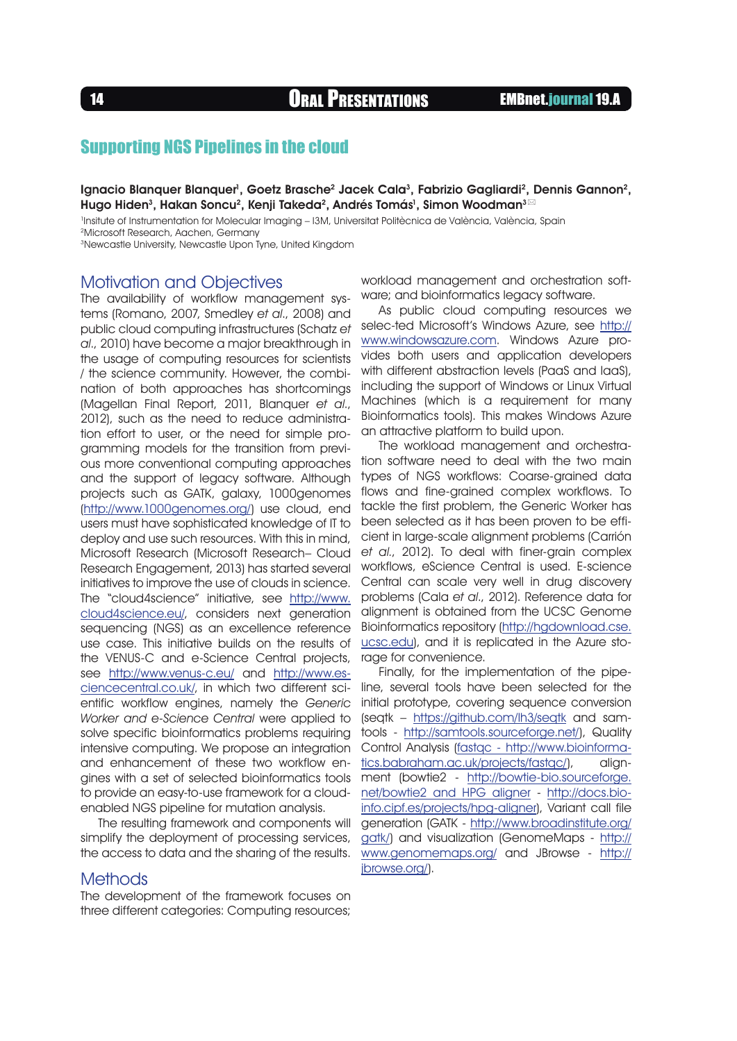# Supporting NGS Pipelines in the cloud

**Ignacio Blanquer Blanquer[1], Goetz Brasche[2] Jacek Cala[3], Fabrizio Gagliardi[2], Dennis Gannon[2], Hugo Hiden[3], Hakan Soncu[2], Kenji Takeda[2], Andrés Tomás[1], Simon Woodman[3]**

[1]Insitute of Instrumentation for Molecular Imaging – I3M, Universitat Politècnica de València, València, Spain
[2]Microsoft Research, Aachen, Germany
[3]Newcastle University, Newcastle Upon Tyne, United Kingdom

## Motivation and Objectives

The availability of workflow management systems (Romano, 2007, Smedley *et al.*, 2008) and public cloud computing infrastructures (Schatz *et al.*, 2010) have become a major breakthrough in the usage of computing resources for scientists / the science community. However, the combination of both approaches has shortcomings (Magellan Final Report, 2011, Blanquer *et al.*, 2012), such as the need to reduce administration effort to user, or the need for simple programming models for the transition from previous more conventional computing approaches and the support of legacy software. Although projects such as GATK, galaxy, 1000genomes (http://www.1000genomes.org/) use cloud, end users must have sophisticated knowledge of IT to deploy and use such resources. With this in mind, Microsoft Research (Microsoft Research– Cloud Research Engagement, 2013) has started several initiatives to improve the use of clouds in science. The "cloud4science" initiative, see http://www.cloud4science.eu/, considers next generation sequencing (NGS) as an excellence reference use case. This initiative builds on the results of the VENUS-C and e-Science Central projects, see http://www.venus-c.eu/ and http://www.esciencecentral.co.uk/, in which two different scientific workflow engines, namely the *Generic Worker and e-Science Central* were applied to solve specific bioinformatics problems requiring intensive computing. We propose an integration and enhancement of these two workflow engines with a set of selected bioinformatics tools to provide an easy-to-use framework for a cloud-enabled NGS pipeline for mutation analysis.

The resulting framework and components will simplify the deployment of processing services, the access to data and the sharing of the results.

## Methods

The development of the framework focuses on three different categories: Computing resources; workload management and orchestration software; and bioinformatics legacy software.

As public cloud computing resources we selec-ted Microsoft's Windows Azure, see http://www.windowsazure.com. Windows Azure provides both users and application developers with different abstraction levels (PaaS and IaaS), including the support of Windows or Linux Virtual Machines (which is a requirement for many Bioinformatics tools). This makes Windows Azure an attractive platform to build upon.

The workload management and orchestration software need to deal with the two main types of NGS workflows: Coarse-grained data flows and fine-grained complex workflows. To tackle the first problem, the Generic Worker has been selected as it has been proven to be efficient in large-scale alignment problems (Carrión *et al.*, 2012). To deal with finer-grain complex workflows, eScience Central is used. E-science Central can scale very well in drug discovery problems (Cala *et al.*, 2012). Reference data for alignment is obtained from the UCSC Genome Bioinformatics repository (http://hgdownload.cse.ucsc.edu), and it is replicated in the Azure storage for convenience.

Finally, for the implementation of the pipeline, several tools have been selected for the initial prototype, covering sequence conversion (seqtk – https://github.com/lh3/seqtk and samtools - http://samtools.sourceforge.net/), Quality Control Analysis (fastqc - http://www.bioinformatics.babraham.ac.uk/projects/fastqc/), alignment (bowtie2 - http://bowtie-bio.sourceforge.net/bowtie2 and HPG aligner - http://docs.bioinfo.cipf.es/projects/hpg-aligner), Variant call file generation (GATK - http://www.broadinstitute.org/gatk/) and visualization (GenomeMaps - http://www.genomemaps.org/ and JBrowse - http://jbrowse.org/).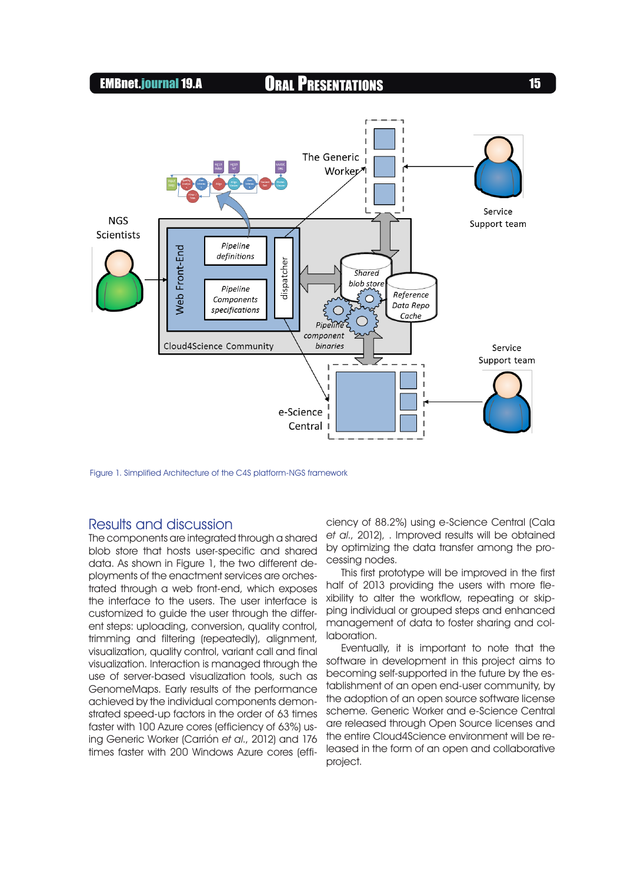Figure 1. Simplified Architecture of the C4S platform-NGS framework

## Results and discussion

The components are integrated through a shared blob store that hosts user-specific and shared data. As shown in Figure 1, the two different deployments of the enactment services are orchestrated through a web front-end, which exposes the interface to the users. The user interface is customized to guide the user through the different steps: uploading, conversion, quality control, trimming and filtering (repeatedly), alignment, visualization, quality control, variant call and final visualization. Interaction is managed through the use of server-based visualization tools, such as GenomeMaps. Early results of the performance achieved by the individual components demonstrated speed-up factors in the order of 63 times faster with 100 Azure cores (efficiency of 63%) using Generic Worker (Carrión *et al.*, 2012) and 176 times faster with 200 Windows Azure cores (efficiency of 88.2%) using e-Science Central (Cala *et al.*, 2012), . Improved results will be obtained by optimizing the data transfer among the processing nodes.

This first prototype will be improved in the first half of 2013 providing the users with more flexibility to alter the workflow, repeating or skipping individual or grouped steps and enhanced management of data to foster sharing and collaboration.

Eventually, it is important to note that the software in development in this project aims to becoming self-supported in the future by the establishment of an open end-user community, by the adoption of an open source software license scheme. Generic Worker and e-Science Central are released through Open Source licenses and the entire Cloud4Science environment will be released in the form of an open and collaborative project.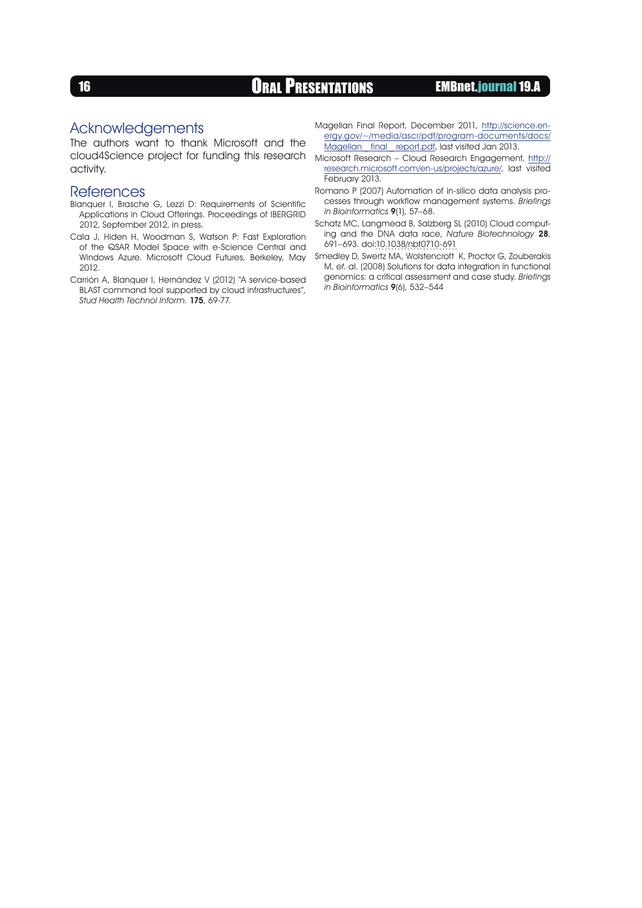## Acknowledgements

The authors want to thank Microsoft and the cloud4Science project for funding this research activity.

## References

Blanquer I, Brasche G, Lezzi D: Requirements of Scientific Applications in Cloud Offerings. Proceedings of IBERGRID 2012, September 2012, in press.

Cala J, Hiden H, Woodman S, Watson P: Fast Exploration of the QSAR Model Space with e-Science Central and Windows Azure. Microsoft Cloud Futures, Berkeley, May 2012.

Carrión A, Blanquer I, Hernández V (2012) "A service-based BLAST command tool supported by cloud infrastructures", *Stud Health Technol Inform.* **175**, 69-77.

Magellan Final Report, December 2011, http://science.energy.gov/~/media/ascr/pdf/program-documents/docs/Magellan_final_report.pdf, last visited Jan 2013.

Microsoft Research – Cloud Research Engagement, http://research.microsoft.com/en-us/projects/azure/, last visited February 2013.

Romano P (2007) Automation of in-silico data analysis processes through workflow management systems. *Briefings in Bioinformatics* **9**(1), 57–68.

Schatz MC, Langmead B, Salzberg SL (2010) Cloud computing and the DNA data race, *Nature Biotechnology* **28**, 691–693. doi:10.1038/nbt0710-691

Smedley D, Swertz MA, Wolstencroft K, Proctor G, Zouberakis M, *et.* al. (2008) Solutions for data integration in functional genomics: a critical assessment and case study. *Briefings in Bioinformatics* **9**(6), 532–544